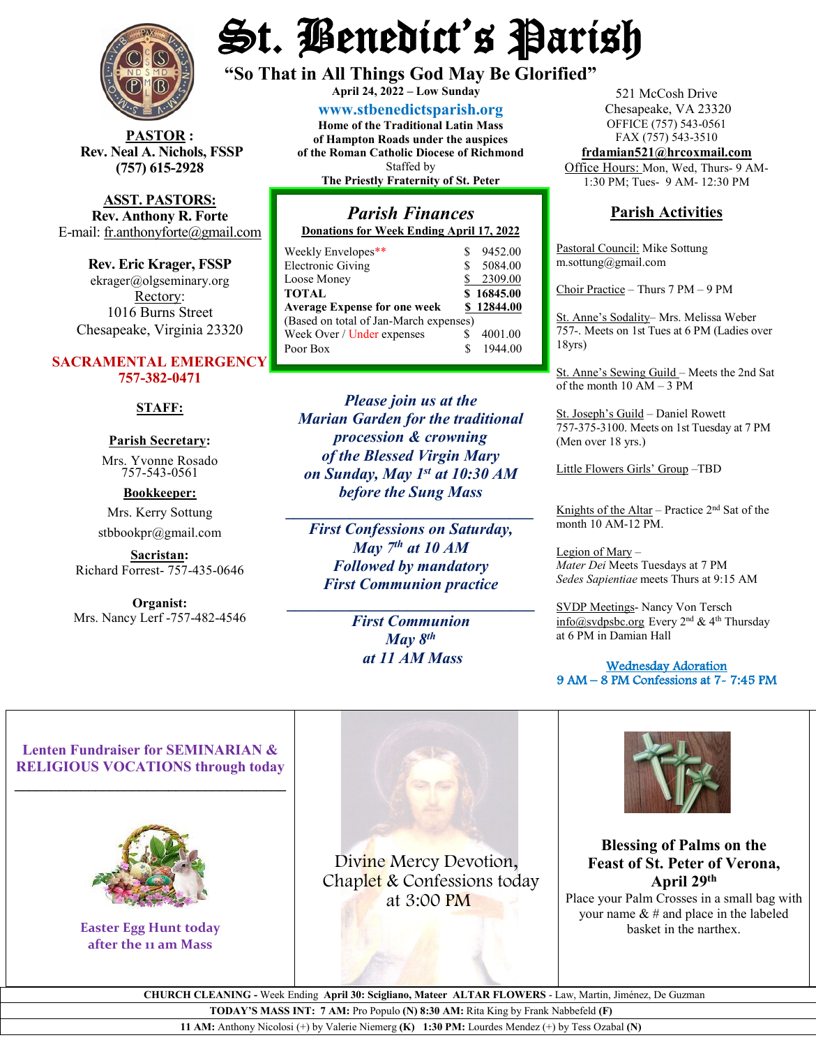# St. Benedict's Parish

**"So That in All Things God May Be Glorified"**

**April 24, 2022 – Low Sunday**

**www.stbenedictsparish.org**

**Home of the Traditional Latin Mass**
**of Hampton Roads under the auspices**
**of the Roman Catholic Diocese of Richmond**
Staffed by
**The Priestly Fraternity of St. Peter**

521 McCosh Drive
Chesapeake, VA 23320
OFFICE (757) 543-0561
FAX (757) 543-3510
**frdamian521@hrcoxmail.com**
Office Hours: Mon, Wed, Thurs- 9 AM-1:30 PM; Tues- 9 AM- 12:30 PM

**PASTOR :**
**Rev. Neal A. Nichols, FSSP**
**(757) 615-2928**

**ASST. PASTORS:**
**Rev. Anthony R. Forte**
E-mail: fr.anthonyforte@gmail.com

**Rev. Eric Krager, FSSP**
ekrager@olgseminary.org
Rectory:
1016 Burns Street
Chesapeake, Virginia 23320

**SACRAMENTAL EMERGENCY**
**757-382-0471**

**STAFF:**

**Parish Secretary:**
Mrs. Yvonne Rosado
757-543-0561

**Bookkeeper:**
Mrs. Kerry Sottung
stbbookpr@gmail.com

**Sacristan:**
Richard Forrest- 757-435-0646

**Organist:**
Mrs. Nancy Lerf -757-482-4546

## *Parish Finances*

**Donations for Week Ending April 17, 2022**

| | |
|---|---|
| Weekly Envelopes** | $ 9452.00 |
| Electronic Giving | $ 5084.00 |
| Loose Money | $ 2309.00 |
| **TOTAL** | **$ 16845.00** |
| **Average Expense for one week** | **$ 12844.00** |
| (Based on total of Jan-March expenses) | |
| Week Over / Under expenses | $ 4001.00 |
| Poor Box | $ 1944.00 |

***Please join us at the Marian Garden for the traditional procession & crowning of the Blessed Virgin Mary on Sunday, May 1st at 10:30 AM before the Sung Mass***

***First Confessions on Saturday, May 7th at 10 AM Followed by mandatory First Communion practice***

***First Communion May 8th at 11 AM Mass***

## Parish Activities

Pastoral Council: Mike Sottung m.sottung@gmail.com

Choir Practice – Thurs 7 PM – 9 PM

St. Anne's Sodality– Mrs. Melissa Weber 757-. Meets on 1st Tues at 6 PM (Ladies over 18yrs)

St. Anne's Sewing Guild – Meets the 2nd Sat of the month 10 AM – 3 PM

St. Joseph's Guild – Daniel Rowett 757-375-3100. Meets on 1st Tuesday at 7 PM (Men over 18 yrs.)

Little Flowers Girls' Group –TBD

Knights of the Altar – Practice 2nd Sat of the month 10 AM-12 PM.

Legion of Mary –
*Mater Dei* Meets Tuesdays at 7 PM
*Sedes Sapientiae* meets Thurs at 9:15 AM

SVDP Meetings- Nancy Von Tersch info@svdpsbc.org Every 2nd & 4th Thursday at 6 PM in Damian Hall

Wednesday Adoration
9 AM – 8 PM Confessions at 7- 7:45 PM

**Lenten Fundraiser for SEMINARIAN & RELIGIOUS VOCATIONS through today**

**Easter Egg Hunt today after the 11 am Mass**

Divine Mercy Devotion, Chaplet & Confessions today at 3:00 PM

**Blessing of Palms on the Feast of St. Peter of Verona, April 29th**

Place your Palm Crosses in a small bag with your name & # and place in the labeled basket in the narthex.

**CHURCH CLEANING -** Week Ending **April 30: Scigliano, Mateer ALTAR FLOWERS** - Law, Martin, Jiménez, De Guzman

**TODAY'S MASS INT: 7 AM:** Pro Populo **(N) 8:30 AM:** Rita King by Frank Nabbefeld **(F)**

**11 AM:** Anthony Nicolosi (+) by Valerie Niemerg **(K) 1:30 PM:** Lourdes Mendez (+) by Tess Ozabal **(N)**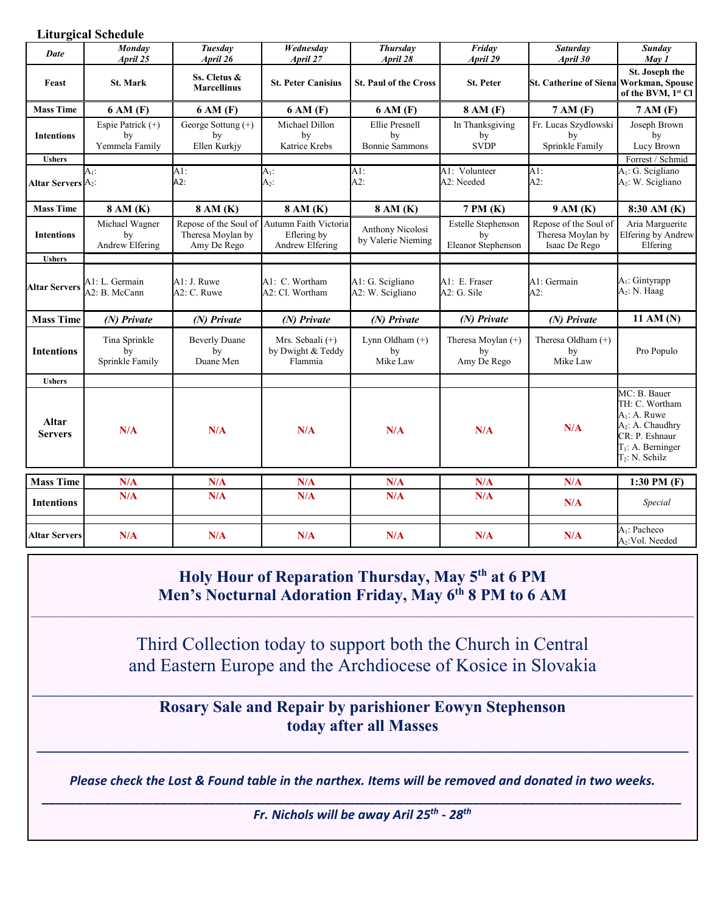**Liturgical Schedule**

| Date | Monday April 25 | Tuesday April 26 | Wednesday April 27 | Thursday April 28 | Friday April 29 | Saturday April 30 | Sunday May 1 |
|---|---|---|---|---|---|---|---|
| Feast | St. Mark | Ss. Cletus & Marcellinus | St. Peter Canisius | St. Paul of the Cross | St. Peter | St. Catherine of Siena | St. Joseph the Workman, Spouse of the BVM, 1st Cl |
| Mass Time | 6 AM (F) | 6 AM (F) | 6 AM (F) | 6 AM (F) | 8 AM (F) | 7 AM (F) | 7 AM (F) |
| Intentions | Espie Patrick (+) by Yemmela Family | George Sottung (+) by Ellen Kurkjy | Michael Dillon by Katrice Krebs | Ellie Presnell by Bonnie Sammons | In Thanksgiving by SVDP | Fr. Lucas Szydlowski by Sprinkle Family | Joseph Brown by Lucy Brown |
| Ushers | | | | | | | Forrest / Schmid |
| Altar Servers | $A_1$: $A_2$: | A1: A2: | $A_1$: $A_2$: | A1: A2: | A1: Volunteer A2: Needed | A1: A2: | $A_1$: G. Scigliano $A_2$: W. Scigliano |
| Mass Time | 8 AM (K) | 8 AM (K) | 8 AM (K) | 8 AM (K) | 7 PM (K) | 9 AM (K) | 8:30 AM (K) |
| Intentions | Michael Wagner by Andrew Elfering | Repose of the Soul of Theresa Moylan by Amy De Rego | Autumn Faith Victoria Elfering by Andrew Elfering | Anthony Nicolosi by Valerie Nieming | Estelle Stephenson by Eleanor Stephenson | Repose of the Soul of Theresa Moylan by Isaac De Rego | Aria Marguerite Elfering by Andrew Elfering |
| Ushers | | | | | | | |
| Altar Servers | A1: L. Germain A2: B. McCann | A1: J. Ruwe A2: C. Ruwe | A1: C. Wortham A2: Cl. Wortham | A1: G. Scigliano A2: W. Scigliano | A1: E. Fraser A2: G. Sile | A1: Germain A2: | $A_1$: Gintyrapp $A_2$: N. Haag |
| Mass Time | *(N) Private* | *(N) Private* | *(N) Private* | *(N) Private* | *(N) Private* | *(N) Private* | 11 AM (N) |
| Intentions | Tina Sprinkle by Sprinkle Family | Beverly Duane by Duane Men | Mrs. Sebaali (+) by Dwight & Teddy Flammia | Lynn Oldham (+) by Mike Law | Theresa Moylan (+) by Amy De Rego | Theresa Oldham (+) by Mike Law | Pro Populo |
| Ushers | | | | | | | |
| Altar Servers | N/A | N/A | N/A | N/A | N/A | N/A | MC: B. Bauer TH: C. Wortham $A_1$: A. Ruwe $A_2$: A. Chaudhry CR: P. Eshnaur $T_1$: A. Berninger $T_2$: N. Schilz |
| Mass Time | N/A | N/A | N/A | N/A | N/A | N/A | 1:30 PM (F) |
| Intentions | N/A | N/A | N/A | N/A | N/A | N/A | *Special* |
| | | | | | | | |
| Altar Servers | N/A | N/A | N/A | N/A | N/A | N/A | $A_1$: Pacheco $A_2$: Vol. Needed |

**Holy Hour of Reparation Thursday, May 5th at 6 PM**
**Men's Nocturnal Adoration Friday, May 6th 8 PM to 6 AM**

---

Third Collection today to support both the Church in Central and Eastern Europe and the Archdiocese of Kosice in Slovakia

---

**Rosary Sale and Repair by parishioner Eowyn Stephenson today after all Masses**

---

***Please check the Lost & Found table in the narthex. Items will be removed and donated in two weeks.***

---

***Fr. Nichols will be away Aril 25th - 28th***